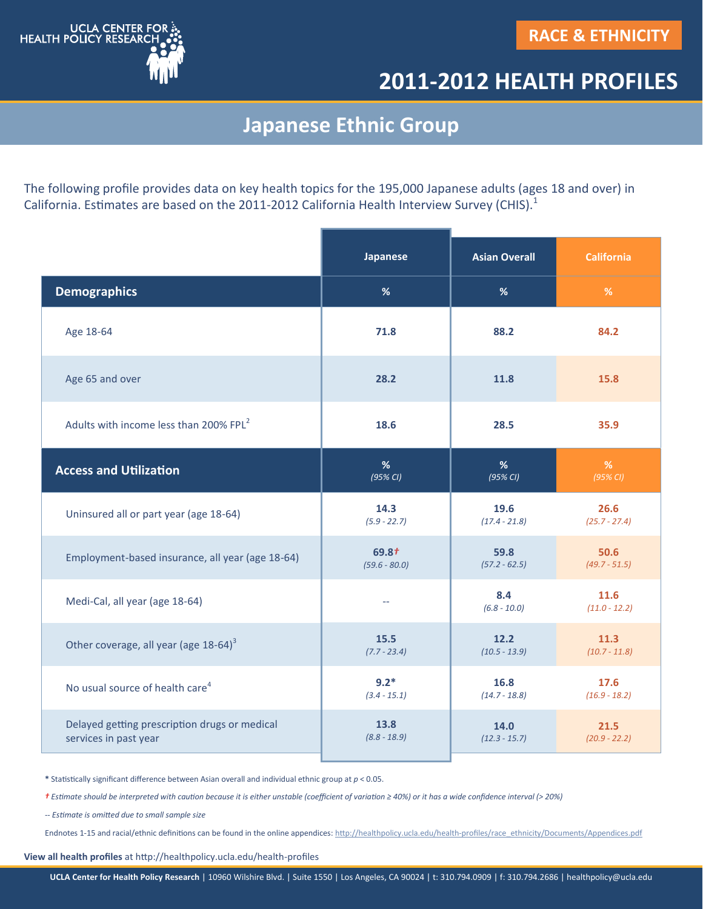UCLA CENTER FOR HEALTH POLICY RESEARCH

**RACE & ETHNICITY**

# 2011-2012 HEALTH PROFILES

## Japanese Ethnic Group

The following profile provides data on key health topics for the 195,000 Japanese adults (ages 18 and over) in California. Estimates are based on the 2011-2012 California Health Interview Survey (CHIS).[1]

| | Japanese | Asian Overall | California |
|---|---|---|---|
| **Demographics** | % | % | % |
| Age 18-64 | **71.8** | **88.2** | **84.2** |
| Age 65 and over | **28.2** | **11.8** | **15.8** |
| Adults with income less than 200% FPL[2] | **18.6** | **28.5** | **35.9** |
| **Access and Utilization** | % *(95% CI)* | % *(95% CI)* | % *(95% CI)* |
| Uninsured all or part year (age 18-64) | **14.3** *(5.9 - 22.7)* | **19.6** *(17.4 - 21.8)* | **26.6** *(25.7 - 27.4)* |
| Employment-based insurance, all year (age 18-64) | **69.8†** *(59.6 - 80.0)* | **59.8** *(57.2 - 62.5)* | **50.6** *(49.7 - 51.5)* |
| Medi-Cal, all year (age 18-64) | -- | **8.4** *(6.8 - 10.0)* | **11.6** *(11.0 - 12.2)* |
| Other coverage, all year (age 18-64)[3] | **15.5** *(7.7 - 23.4)* | **12.2** *(10.5 - 13.9)* | **11.3** *(10.7 - 11.8)* |
| No usual source of health care[4] | **9.2*** *(3.4 - 15.1)* | **16.8** *(14.7 - 18.8)* | **17.6** *(16.9 - 18.2)* |
| Delayed getting prescription drugs or medical services in past year | **13.8** *(8.8 - 18.9)* | **14.0** *(12.3 - 15.7)* | **21.5** *(20.9 - 22.2)* |

**\*** Statistically significant difference between Asian overall and individual ethnic group at $p < 0.05$.

*† Estimate should be interpreted with caution because it is either unstable (coefficient of variation ≥ 40%) or it has a wide confidence interval (> 20%)*

*-- Estimate is omitted due to small sample size*

Endnotes 1-15 and racial/ethnic definitions can be found in the online appendices: http://healthpolicy.ucla.edu/health-profiles/race_ethnicity/Documents/Appendices.pdf

**View all health profiles** at http://healthpolicy.ucla.edu/health-profiles

**UCLA Center for Health Policy Research** | 10960 Wilshire Blvd. | Suite 1550 | Los Angeles, CA 90024 | t: 310.794.0909 | f: 310.794.2686 | healthpolicy@ucla.edu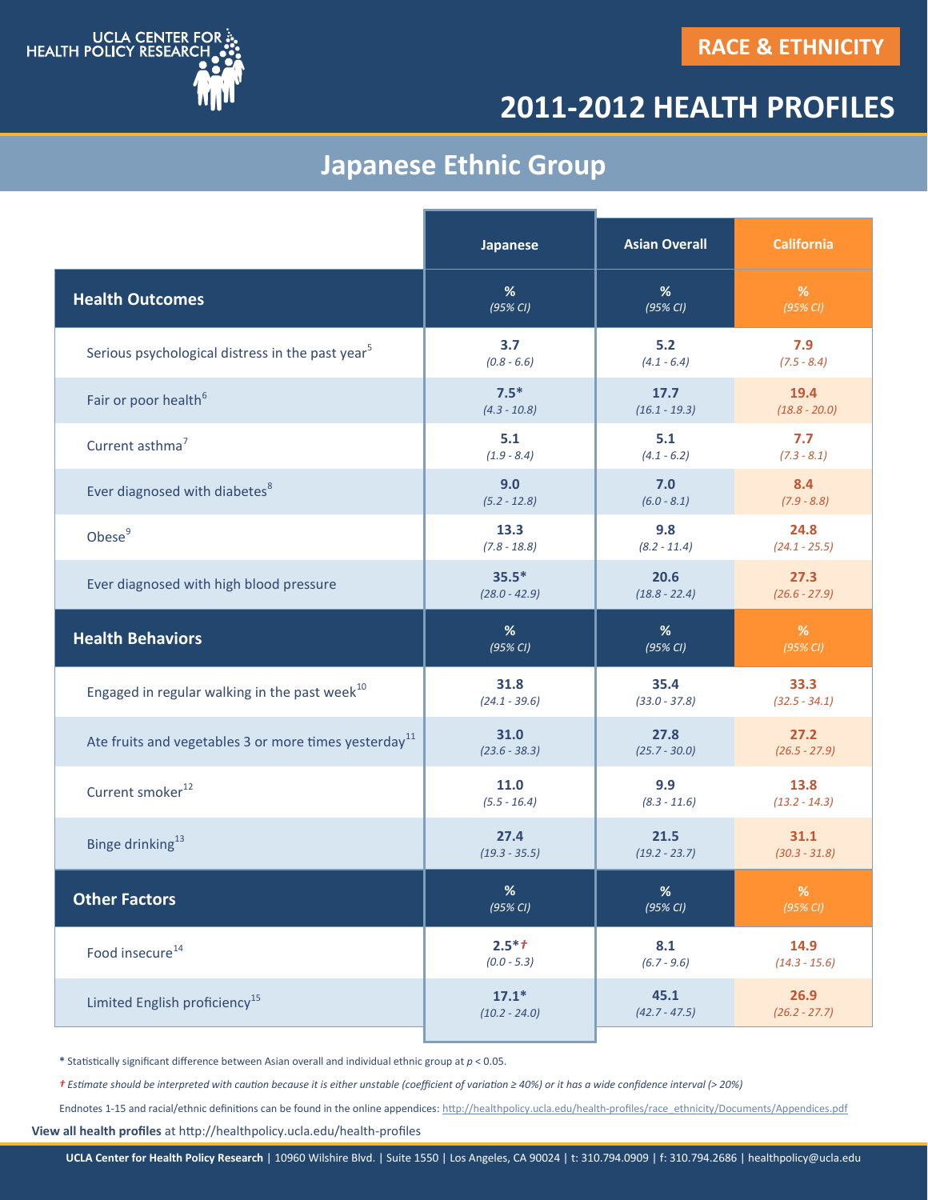UCLA CENTER FOR HEALTH POLICY RESEARCH

RACE & ETHNICITY

# 2011-2012 HEALTH PROFILES

## Japanese Ethnic Group

| | Japanese | Asian Overall | California |
|---|---|---|---|
| **Health Outcomes** | % (95% CI) | % (95% CI) | % (95% CI) |
| Serious psychological distress in the past year[5] | 3.7 (0.8 - 6.6) | 5.2 (4.1 - 6.4) | 7.9 (7.5 - 8.4) |
| Fair or poor health[6] | 7.5* (4.3 - 10.8) | 17.7 (16.1 - 19.3) | 19.4 (18.8 - 20.0) |
| Current asthma[7] | 5.1 (1.9 - 8.4) | 5.1 (4.1 - 6.2) | 7.7 (7.3 - 8.1) |
| Ever diagnosed with diabetes[8] | 9.0 (5.2 - 12.8) | 7.0 (6.0 - 8.1) | 8.4 (7.9 - 8.8) |
| Obese[9] | 13.3 (7.8 - 18.8) | 9.8 (8.2 - 11.4) | 24.8 (24.1 - 25.5) |
| Ever diagnosed with high blood pressure | 35.5* (28.0 - 42.9) | 20.6 (18.8 - 22.4) | 27.3 (26.6 - 27.9) |
| **Health Behaviors** | % (95% CI) | % (95% CI) | % (95% CI) |
| Engaged in regular walking in the past week[10] | 31.8 (24.1 - 39.6) | 35.4 (33.0 - 37.8) | 33.3 (32.5 - 34.1) |
| Ate fruits and vegetables 3 or more times yesterday[11] | 31.0 (23.6 - 38.3) | 27.8 (25.7 - 30.0) | 27.2 (26.5 - 27.9) |
| Current smoker[12] | 11.0 (5.5 - 16.4) | 9.9 (8.3 - 11.6) | 13.8 (13.2 - 14.3) |
| Binge drinking[13] | 27.4 (19.3 - 35.5) | 21.5 (19.2 - 23.7) | 31.1 (30.3 - 31.8) |
| **Other Factors** | % (95% CI) | % (95% CI) | % (95% CI) |
| Food insecure[14] | 2.5*† (0.0 - 5.3) | 8.1 (6.7 - 9.6) | 14.9 (14.3 - 15.6) |
| Limited English proficiency[15] | 17.1* (10.2 - 24.0) | 45.1 (42.7 - 47.5) | 26.9 (26.2 - 27.7) |

\* Statistically significant difference between Asian overall and individual ethnic group at $p < 0.05$.

† *Estimate should be interpreted with caution because it is either unstable (coefficient of variation ≥ 40%) or it has a wide confidence interval (> 20%)*

Endnotes 1-15 and racial/ethnic definitions can be found in the online appendices: http://healthpolicy.ucla.edu/health-profiles/race_ethnicity/Documents/Appendices.pdf

**View all health profiles** at http://healthpolicy.ucla.edu/health-profiles

**UCLA Center for Health Policy Research** | 10960 Wilshire Blvd. | Suite 1550 | Los Angeles, CA 90024 | t: 310.794.0909 | f: 310.794.2686 | healthpolicy@ucla.edu